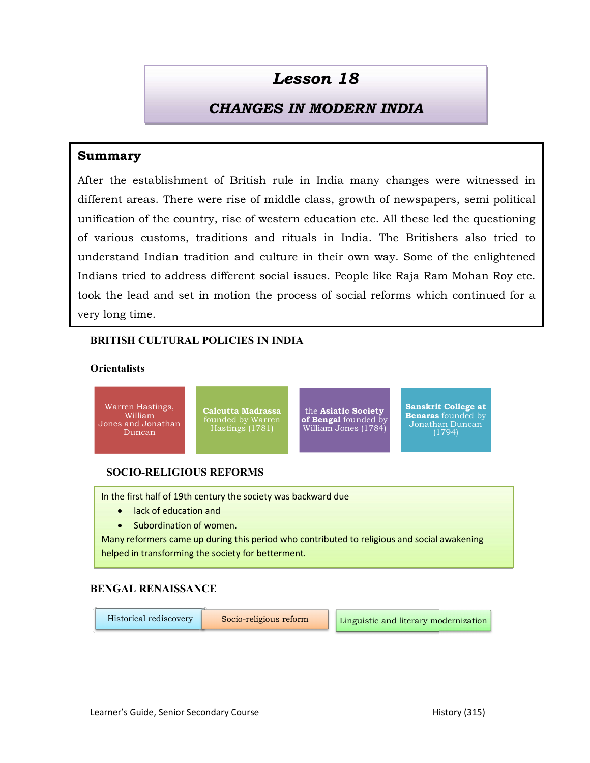# Lesson 18

## CHANGES IN MODERN INDIA

### Summary

After the establishment of British rule in India many changes were witnessed in different areas. There were rise of middle class, growth of newspapers, semi political unification of the country, rise of western education etc. All these led the questioning of various customs, traditions and rituals in India. The Britishers also tried to understand Indian tradition and culture in their own way. Some of the enlightened Indians tried to address different social issues. People like Raja Ram Mohan Roy etc. took the lead and set in motion the process of social reforms which continued for a very long time.

### BRITISH CULTURAL POLICIES IN INDIA

**Orientalists**

- Warren Hastings, William Jones and Jonathan Duncan
- **Calcutta Madrassa** founded by Warren Hastings (1781)
- the **Asiatic Society of Bengal** founded by William Jones (1784)
- **Sanskrit College at Benaras** founded by Jonathan Duncan (1794)

### SOCIO-RELIGIOUS REFORMS

In the first half of 19th century the society was backward due

- lack of education and
- Subordination of women.

Many reformers came up during this period who contributed to religious and social awakening helped in transforming the society for betterment.

### BENGAL RENAISSANCE

- Historical rediscovery
- Socio-religious reform
- Linguistic and literary modernization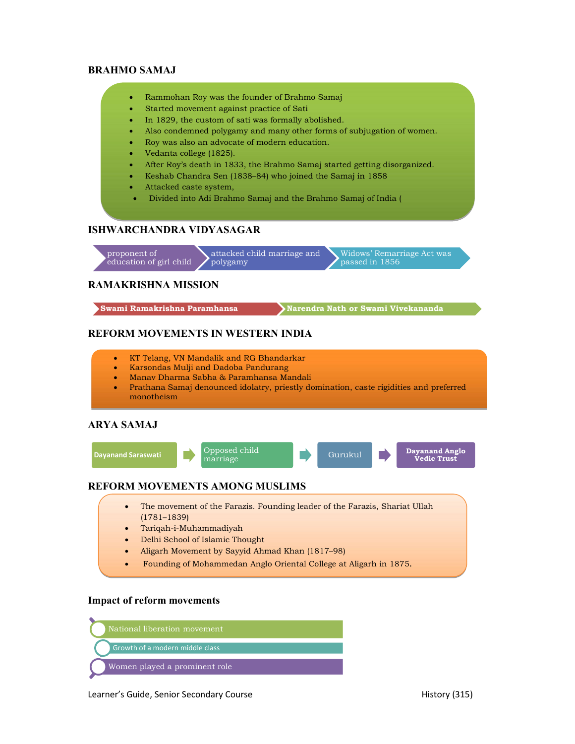## BRAHMO SAMAJ

- Rammohan Roy was the founder of Brahmo Samaj
- Started movement against practice of Sati
- In 1829, the custom of sati was formally abolished.
- Also condemned polygamy and many other forms of subjugation of women.
- Roy was also an advocate of modern education.
- Vedanta college (1825).
- After Roy's death in 1833, the Brahmo Samaj started getting disorganized.
- Keshab Chandra Sen (1838–84) who joined the Samaj in 1858
- Attacked caste system,
- Divided into Adi Brahmo Samaj and the Brahmo Samaj of India (

## ISHWARCHANDRA VIDYASAGAR

- proponent of education of girl child
- attacked child marriage and polygamy
- Widows' Remarriage Act was passed in 1856

## RAMAKRISHNA MISSION

- **Swami Ramakrishna Paramhansa**
- **Narendra Nath or Swami Vivekananda**

## REFORM MOVEMENTS IN WESTERN INDIA

- KT Telang, VN Mandalik and RG Bhandarkar
- Karsondas Mulji and Dadoba Pandurang
- Manav Dharma Sabha & Paramhansa Mandali
- Prathana Samaj denounced idolatry, priestly domination, caste rigidities and preferred monotheism

## ARYA SAMAJ

- **Dayanand Saraswati**
- Opposed child marriage
- Gurukul
- **Dayanand Anglo Vedic Trust**

## REFORM MOVEMENTS AMONG MUSLIMS

- The movement of the Farazis. Founding leader of the Farazis, Shariat Ullah (1781–1839)
- Tariqah-i-Muhammadiyah
- Delhi School of Islamic Thought
- Aligarh Movement by Sayyid Ahmad Khan (1817–98)
- Founding of Mohammedan Anglo Oriental College at Aligarh in 1875.

### Impact of reform movements

- National liberation movement
- Growth of a modern middle class
- Women played a prominent role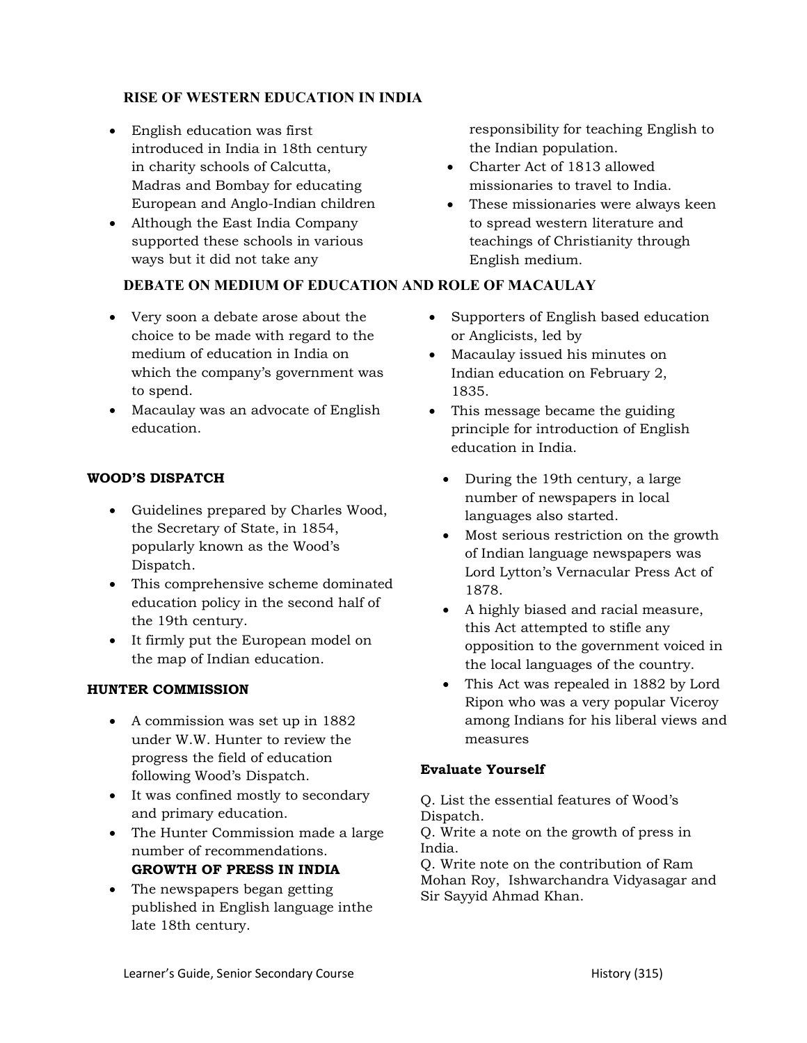## RISE OF WESTERN EDUCATION IN INDIA

- English education was first introduced in India in 18th century in charity schools of Calcutta, Madras and Bombay for educating European and Anglo-Indian children
- Although the East India Company supported these schools in various ways but it did not take any responsibility for teaching English to the Indian population.
- Charter Act of 1813 allowed missionaries to travel to India.
- These missionaries were always keen to spread western literature and teachings of Christianity through English medium.

## DEBATE ON MEDIUM OF EDUCATION AND ROLE OF MACAULAY

- Very soon a debate arose about the choice to be made with regard to the medium of education in India on which the company's government was to spend.
- Macaulay was an advocate of English education.
- Supporters of English based education or Anglicists, led by
- Macaulay issued his minutes on Indian education on February 2, 1835.
- This message became the guiding principle for introduction of English education in India.

## WOOD'S DISPATCH

- Guidelines prepared by Charles Wood, the Secretary of State, in 1854, popularly known as the Wood's Dispatch.
- This comprehensive scheme dominated education policy in the second half of the 19th century.
- It firmly put the European model on the map of Indian education.

## HUNTER COMMISSION

- A commission was set up in 1882 under W.W. Hunter to review the progress the field of education following Wood's Dispatch.
- It was confined mostly to secondary and primary education.
- The Hunter Commission made a large number of recommendations.

## GROWTH OF PRESS IN INDIA

- The newspapers began getting published in English language inthe late 18th century.
- During the 19th century, a large number of newspapers in local languages also started.
- Most serious restriction on the growth of Indian language newspapers was Lord Lytton's Vernacular Press Act of 1878.
- A highly biased and racial measure, this Act attempted to stifle any opposition to the government voiced in the local languages of the country.
- This Act was repealed in 1882 by Lord Ripon who was a very popular Viceroy among Indians for his liberal views and measures

**Evaluate Yourself**

Q. List the essential features of Wood's Dispatch.

Q. Write a note on the growth of press in India.

Q. Write note on the contribution of Ram Mohan Roy, Ishwarchandra Vidyasagar and Sir Sayyid Ahmad Khan.